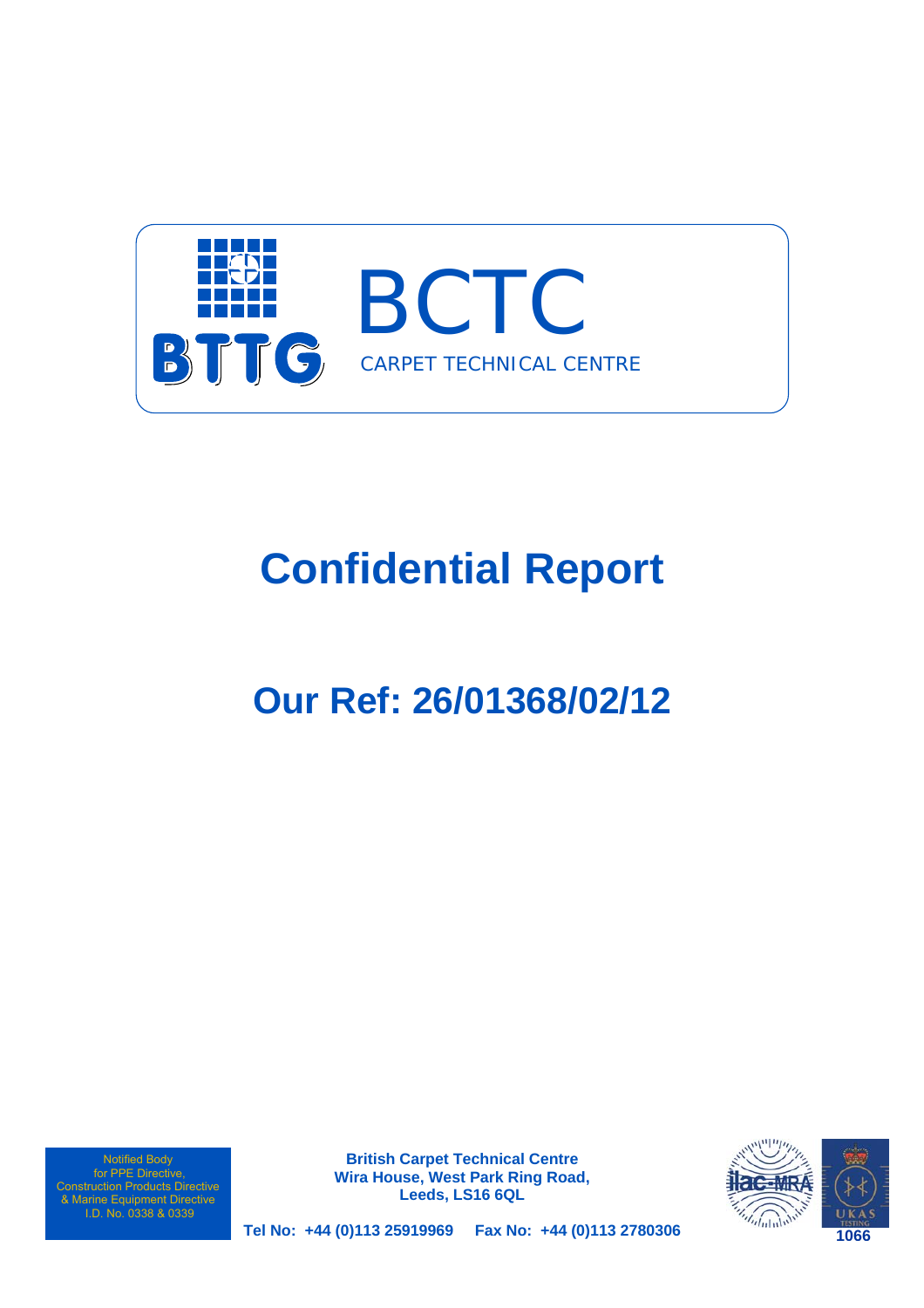BTTG

BCTC

CARPET TECHNICAL CENTRE

# Confidential Report

## Our Ref: 26/01368/02/12

Notified Body
for PPE Directive,
Construction Products Directive
& Marine Equipment Directive
I.D. No. 0338 & 0339

**British Carpet Technical Centre**
**Wira House, West Park Ring Road,**
**Leeds, LS16 6QL**

**Tel No: +44 (0)113 25919969 Fax No: +44 (0)113 2780306**

ilac-MRA

UKAS TESTING 1066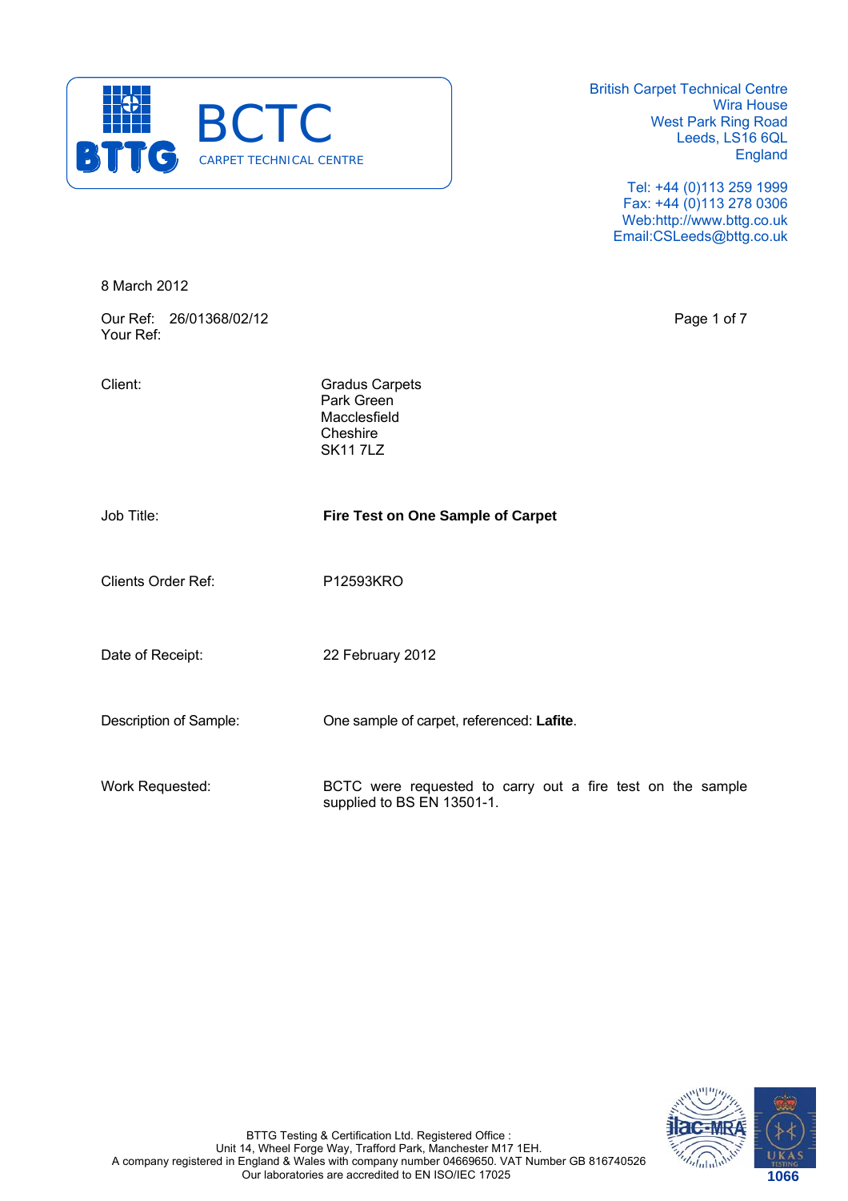BCTC

CARPET TECHNICAL CENTRE

British Carpet Technical Centre
Wira House
West Park Ring Road
Leeds, LS16 6QL
England

Tel: +44 (0)113 259 1999
Fax: +44 (0)113 278 0306
Web:http://www.bttg.co.uk
Email:CSLeeds@bttg.co.uk

8 March 2012

Our Ref: 26/01368/02/12
Your Ref:

| | |
|---|---|
| Client: | Gradus Carpets<br>Park Green<br>Macclesfield<br>Cheshire<br>SK11 7LZ |
| Job Title: | **Fire Test on One Sample of Carpet** |
| Clients Order Ref: | P12593KRO |
| Date of Receipt: | 22 February 2012 |
| Description of Sample: | One sample of carpet, referenced: **Lafite**. |
| Work Requested: | BCTC were requested to carry out a fire test on the sample supplied to BS EN 13501-1. |

BTTG Testing & Certification Ltd. Registered Office :
Unit 14, Wheel Forge Way, Trafford Park, Manchester M17 1EH.
A company registered in England & Wales with company number 04669650. VAT Number GB 816740526
Our laboratories are accredited to EN ISO/IEC 17025

UKAS TESTING 1066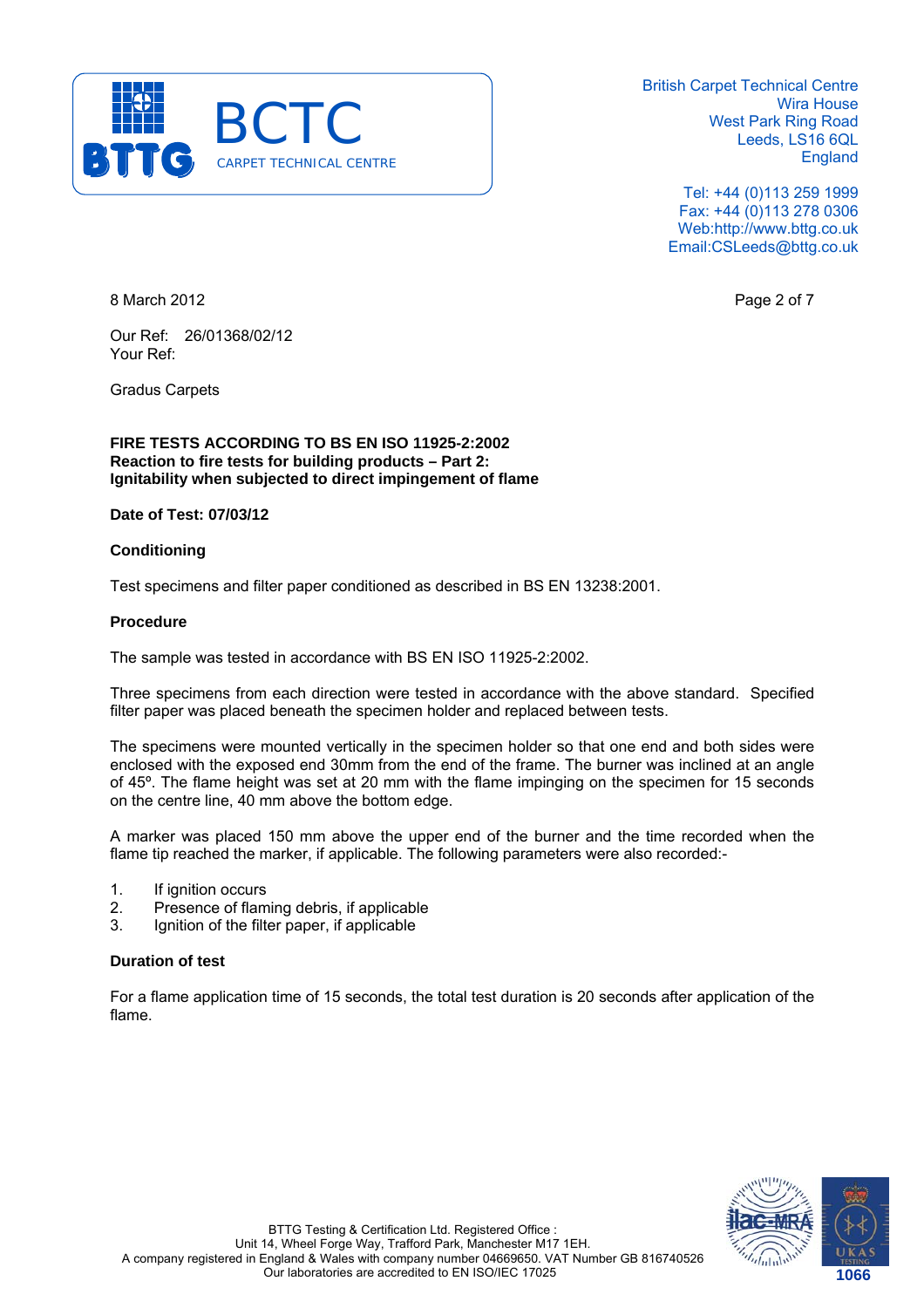British Carpet Technical Centre
Wira House
West Park Ring Road
Leeds, LS16 6QL
England

Tel: +44 (0)113 259 1999
Fax: +44 (0)113 278 0306
Web:http://www.bttg.co.uk
Email:CSLeeds@bttg.co.uk

8 March 2012

Our Ref: 26/01368/02/12
Your Ref:

Gradus Carpets

**FIRE TESTS ACCORDING TO BS EN ISO 11925-2:2002**
**Reaction to fire tests for building products – Part 2:**
**Ignitability when subjected to direct impingement of flame**

**Date of Test: 07/03/12**

**Conditioning**

Test specimens and filter paper conditioned as described in BS EN 13238:2001.

**Procedure**

The sample was tested in accordance with BS EN ISO 11925-2:2002.

Three specimens from each direction were tested in accordance with the above standard. Specified filter paper was placed beneath the specimen holder and replaced between tests.

The specimens were mounted vertically in the specimen holder so that one end and both sides were enclosed with the exposed end 30mm from the end of the frame. The burner was inclined at an angle of 45º. The flame height was set at 20 mm with the flame impinging on the specimen for 15 seconds on the centre line, 40 mm above the bottom edge.

A marker was placed 150 mm above the upper end of the burner and the time recorded when the flame tip reached the marker, if applicable. The following parameters were also recorded:-

1. If ignition occurs
2. Presence of flaming debris, if applicable
3. Ignition of the filter paper, if applicable

**Duration of test**

For a flame application time of 15 seconds, the total test duration is 20 seconds after application of the flame.

BTTG Testing & Certification Ltd. Registered Office :
Unit 14, Wheel Forge Way, Trafford Park, Manchester M17 1EH.
A company registered in England & Wales with company number 04669650. VAT Number GB 816740526
Our laboratories are accredited to EN ISO/IEC 17025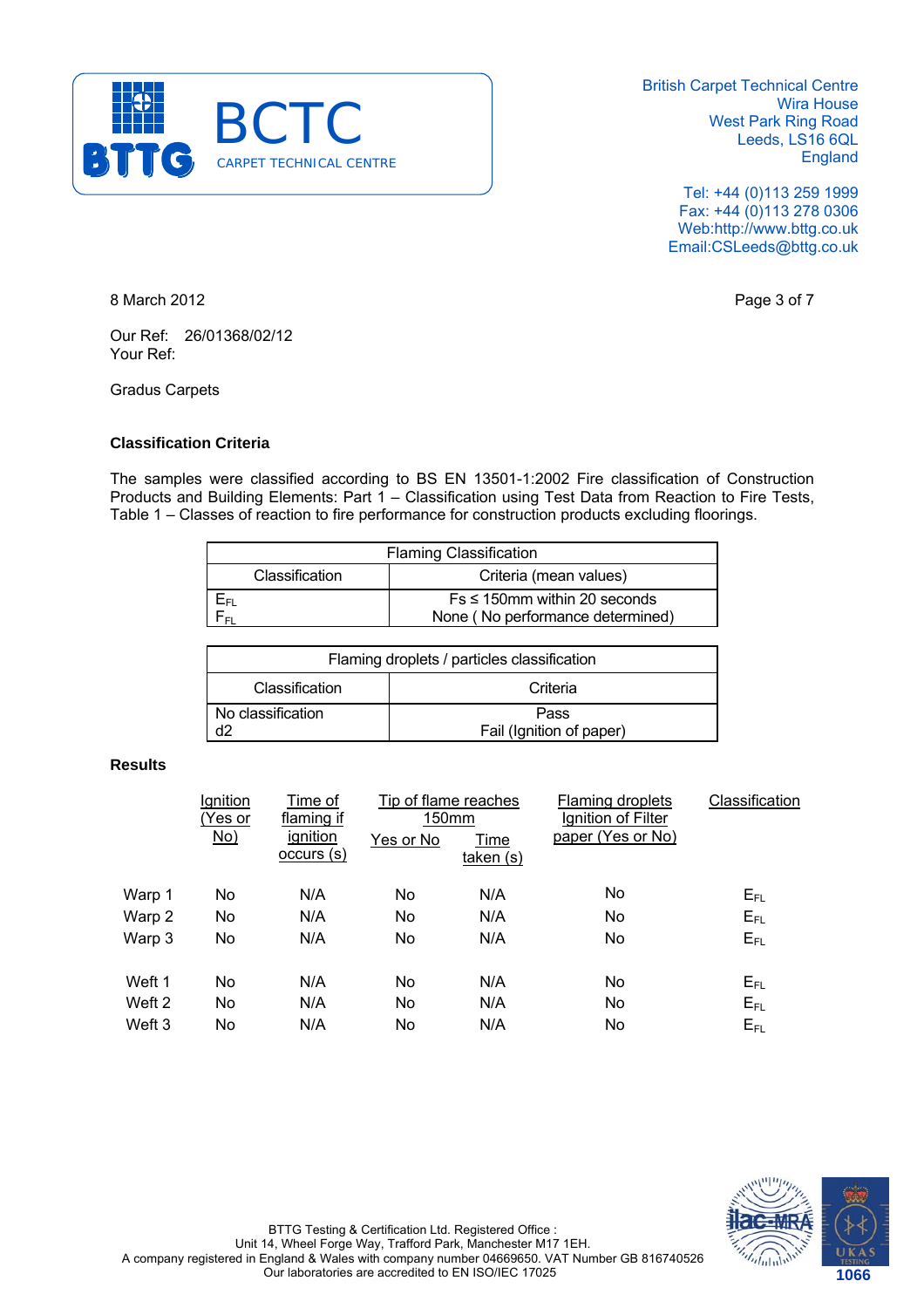British Carpet Technical Centre
Wira House
West Park Ring Road
Leeds, LS16 6QL
England

Tel: +44 (0)113 259 1999
Fax: +44 (0)113 278 0306
Web:http://www.bttg.co.uk
Email:CSLeeds@bttg.co.uk

8 March 2012

Our Ref: 26/01368/02/12
Your Ref:

Gradus Carpets

**Classification Criteria**

The samples were classified according to BS EN 13501-1:2002 Fire classification of Construction Products and Building Elements: Part 1 – Classification using Test Data from Reaction to Fire Tests, Table 1 – Classes of reaction to fire performance for construction products excluding floorings.

| Flaming Classification | |
|---|---|
| Classification | Criteria (mean values) |
| $E_{FL}$ | Fs ≤ 150mm within 20 seconds |
| $F_{FL}$ | None ( No performance determined) |

| Flaming droplets / particles classification | |
|---|---|
| Classification | Criteria |
| No classification | Pass |
| d2 | Fail (Ignition of paper) |

**Results**

| | Ignition (Yes or No) | Time of flaming if ignition occurs (s) | Tip of flame reaches 150mm | | Flaming droplets Ignition of Filter paper (Yes or No) | Classification |
|---|---|---|---|---|---|---|
| | | | Yes or No | Time taken (s) | | |
| Warp 1 | No | N/A | No | N/A | No | $E_{FL}$ |
| Warp 2 | No | N/A | No | N/A | No | $E_{FL}$ |
| Warp 3 | No | N/A | No | N/A | No | $E_{FL}$ |
| Weft 1 | No | N/A | No | N/A | No | $E_{FL}$ |
| Weft 2 | No | N/A | No | N/A | No | $E_{FL}$ |
| Weft 3 | No | N/A | No | N/A | No | $E_{FL}$ |

BTTG Testing & Certification Ltd. Registered Office :
Unit 14, Wheel Forge Way, Trafford Park, Manchester M17 1EH.
A company registered in England & Wales with company number 04669650. VAT Number GB 816740526
Our laboratories are accredited to EN ISO/IEC 17025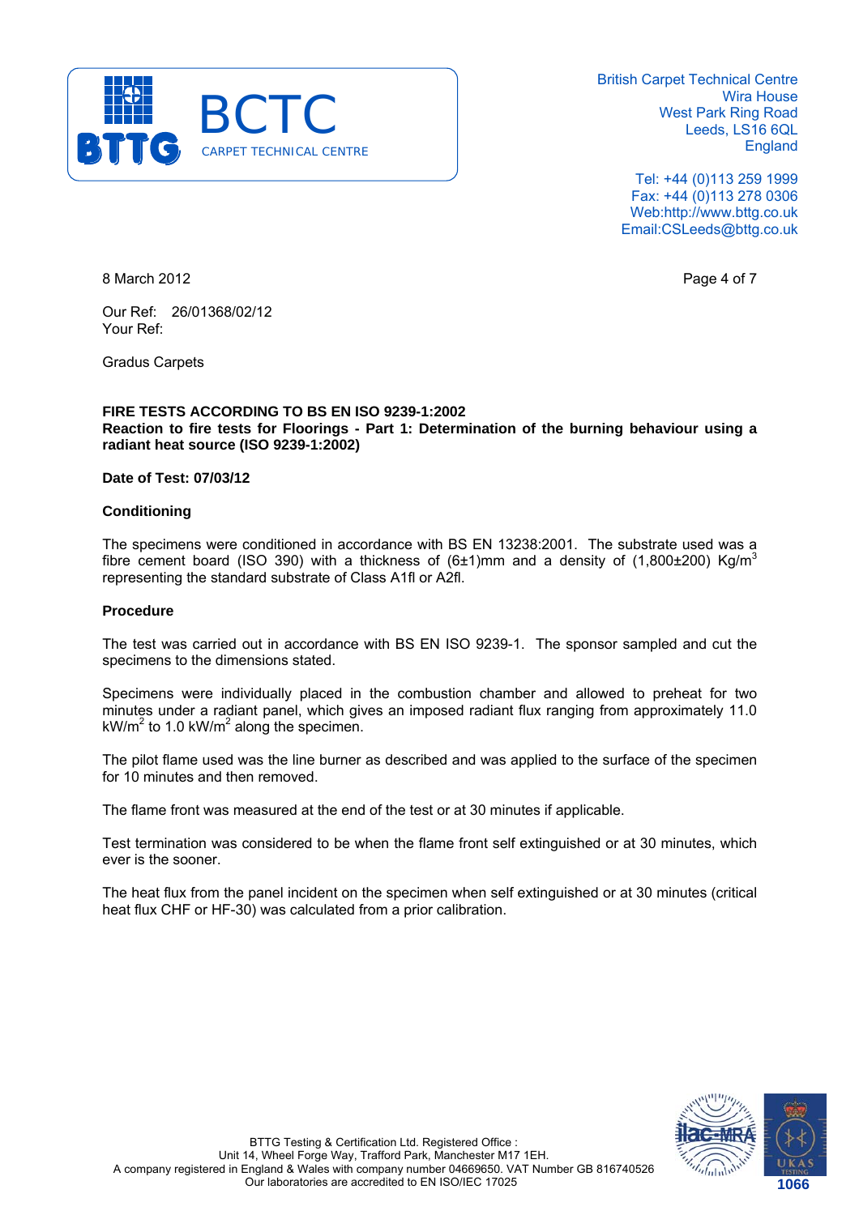British Carpet Technical Centre
Wira House
West Park Ring Road
Leeds, LS16 6QL
England

Tel: +44 (0)113 259 1999
Fax: +44 (0)113 278 0306
Web:http://www.bttg.co.uk
Email:CSLeeds@bttg.co.uk

8 March 2012

Our Ref: 26/01368/02/12
Your Ref:

Gradus Carpets

**FIRE TESTS ACCORDING TO BS EN ISO 9239-1:2002**
**Reaction to fire tests for Floorings - Part 1: Determination of the burning behaviour using a radiant heat source (ISO 9239-1:2002)**

**Date of Test: 07/03/12**

**Conditioning**

The specimens were conditioned in accordance with BS EN 13238:2001. The substrate used was a fibre cement board (ISO 390) with a thickness of (6±1)mm and a density of (1,800±200) $Kg/m^3$ representing the standard substrate of Class A1fl or A2fl.

**Procedure**

The test was carried out in accordance with BS EN ISO 9239-1. The sponsor sampled and cut the specimens to the dimensions stated.

Specimens were individually placed in the combustion chamber and allowed to preheat for two minutes under a radiant panel, which gives an imposed radiant flux ranging from approximately 11.0 $kW/m^2$ to 1.0 $kW/m^2$ along the specimen.

The pilot flame used was the line burner as described and was applied to the surface of the specimen for 10 minutes and then removed.

The flame front was measured at the end of the test or at 30 minutes if applicable.

Test termination was considered to be when the flame front self extinguished or at 30 minutes, which ever is the sooner.

The heat flux from the panel incident on the specimen when self extinguished or at 30 minutes (critical heat flux CHF or HF-30) was calculated from a prior calibration.

BTTG Testing & Certification Ltd. Registered Office :
Unit 14, Wheel Forge Way, Trafford Park, Manchester M17 1EH.
A company registered in England & Wales with company number 04669650. VAT Number GB 816740526
Our laboratories are accredited to EN ISO/IEC 17025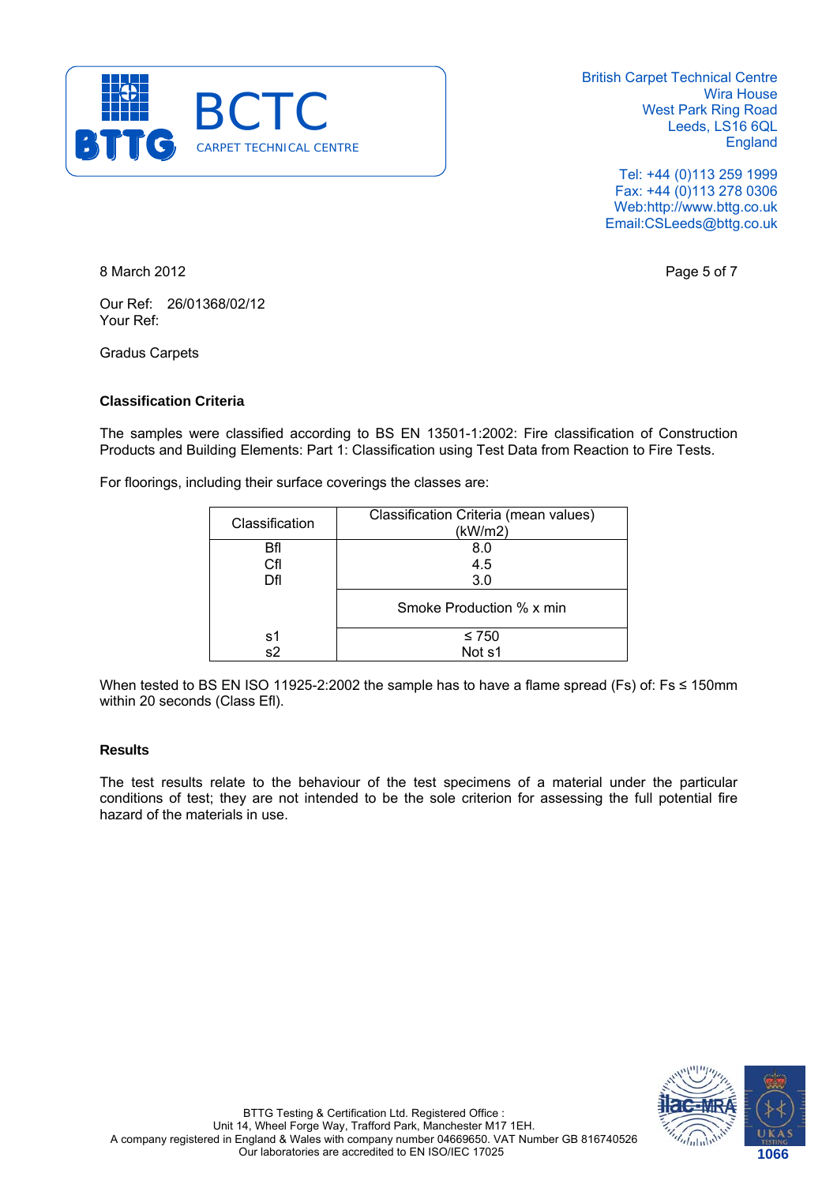8 March 2012

Our Ref: 26/01368/02/12
Your Ref:

Gradus Carpets

**Classification Criteria**

The samples were classified according to BS EN 13501-1:2002: Fire classification of Construction Products and Building Elements: Part 1: Classification using Test Data from Reaction to Fire Tests.

For floorings, including their surface coverings the classes are:

| Classification | Classification Criteria (mean values) (kW/m2) |
|---|---|
| Bfl | 8.0 |
| Cfl | 4.5 |
| Dfl | 3.0 |
| | Smoke Production % x min |
| s1 | ≤ 750 |
| s2 | Not s1 |

When tested to BS EN ISO 11925-2:2002 the sample has to have a flame spread (Fs) of: Fs ≤ 150mm within 20 seconds (Class Efl).

**Results**

The test results relate to the behaviour of the test specimens of a material under the particular conditions of test; they are not intended to be the sole criterion for assessing the full potential fire hazard of the materials in use.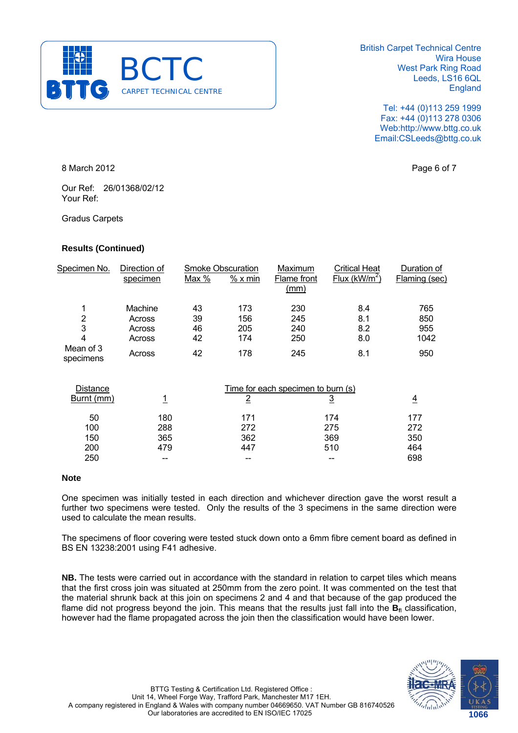8 March 2012

Our Ref: 26/01368/02/12
Your Ref:

Gradus Carpets

**Results (Continued)**

| Specimen No. | Direction of specimen | Smoke Obscuration Max % | Smoke Obscuration % x min | Maximum Flame front (mm) | Critical Heat Flux (kW/m$^2$) | Duration of Flaming (sec) |
|---|---|---|---|---|---|---|
| 1 | Machine | 43 | 173 | 230 | 8.4 | 765 |
| 2 | Across | 39 | 156 | 245 | 8.1 | 850 |
| 3 | Across | 46 | 205 | 240 | 8.2 | 955 |
| 4 | Across | 42 | 174 | 250 | 8.0 | 1042 |
| Mean of 3 specimens | Across | 42 | 178 | 245 | 8.1 | 950 |

| Distance Burnt (mm) | Time for each specimen to burn (s): 1 | 2 | 3 | 4 |
|---|---|---|---|---|
| 50 | 180 | 171 | 174 | 177 |
| 100 | 288 | 272 | 275 | 272 |
| 150 | 365 | 362 | 369 | 350 |
| 200 | 479 | 447 | 510 | 464 |
| 250 | -- | -- | -- | 698 |

**Note**

One specimen was initially tested in each direction and whichever direction gave the worst result a further two specimens were tested. Only the results of the 3 specimens in the same direction were used to calculate the mean results.

The specimens of floor covering were tested stuck down onto a 6mm fibre cement board as defined in BS EN 13238:2001 using F41 adhesive.

**NB.** The tests were carried out in accordance with the standard in relation to carpet tiles which means that the first cross join was situated at 250mm from the zero point. It was commented on the test that the material shrunk back at this join on specimens 2 and 4 and that because of the gap produced the flame did not progress beyond the join. This means that the results just fall into the $\mathbf{B}_{fl}$ classification, however had the flame propagated across the join then the classification would have been lower.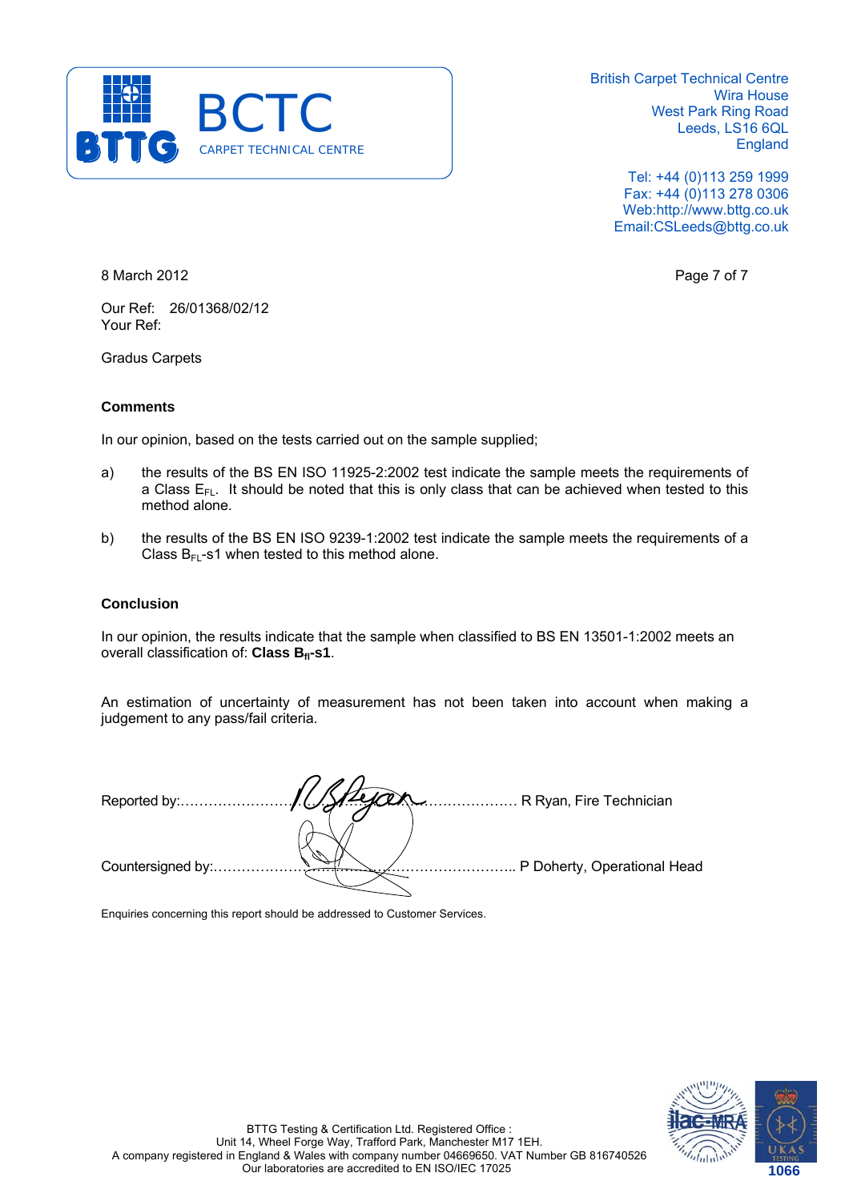BCTC
CARPET TECHNICAL CENTRE

British Carpet Technical Centre
Wira House
West Park Ring Road
Leeds, LS16 6QL
England

Tel: +44 (0)113 259 1999
Fax: +44 (0)113 278 0306
Web:http://www.bttg.co.uk
Email:CSLeeds@bttg.co.uk

8 March 2012

Our Ref: 26/01368/02/12
Your Ref:

Gradus Carpets

**Comments**

In our opinion, based on the tests carried out on the sample supplied;

a) the results of the BS EN ISO 11925-2:2002 test indicate the sample meets the requirements of a Class $E_{FL}$. It should be noted that this is only class that can be achieved when tested to this method alone.

b) the results of the BS EN ISO 9239-1:2002 test indicate the sample meets the requirements of a Class $B_{FL}$-s1 when tested to this method alone.

**Conclusion**

In our opinion, the results indicate that the sample when classified to BS EN 13501-1:2002 meets an overall classification of: **Class $B_{fl}$-s1**.

An estimation of uncertainty of measurement has not been taken into account when making a judgement to any pass/fail criteria.

Reported by:……………………………………………………… R Ryan, Fire Technician

Countersigned by:……………………………………………….. P Doherty, Operational Head

Enquiries concerning this report should be addressed to Customer Services.

BTTG Testing & Certification Ltd. Registered Office :
Unit 14, Wheel Forge Way, Trafford Park, Manchester M17 1EH.
A company registered in England & Wales with company number 04669650. VAT Number GB 816740526
Our laboratories are accredited to EN ISO/IEC 17025

1066